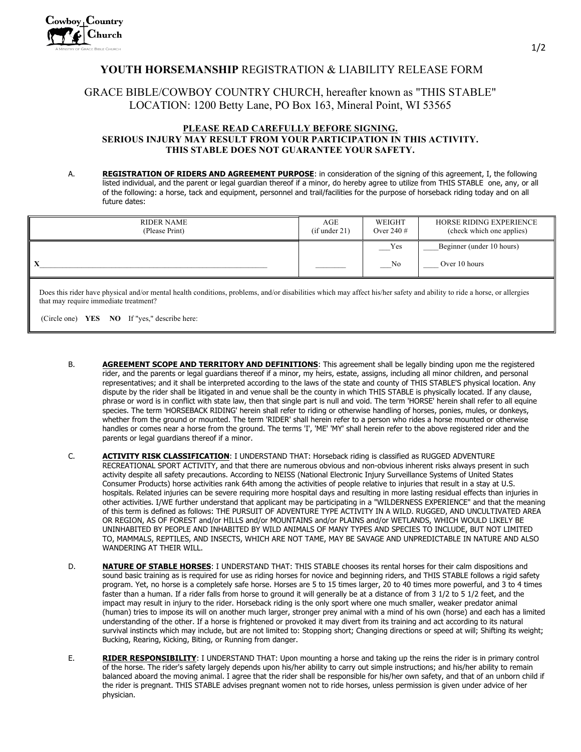# YOUTH HORSEMANSHIP REGISTRATION & LIABILITY RELEASE FORM

## GRACE BIBLE/COWBOY COUNTRY CHURCH, hereafter known as "THIS STABLE"
## LOCATION: 1200 Betty Lane, PO Box 163, Mineral Point, WI 53565

**PLEASE READ CAREFULLY BEFORE SIGNING.**
**SERIOUS INJURY MAY RESULT FROM YOUR PARTICIPATION IN THIS ACTIVITY.**
**THIS STABLE DOES NOT GUARANTEE YOUR SAFETY.**

A. **REGISTRATION OF RIDERS AND AGREEMENT PURPOSE**: in consideration of the signing of this agreement, I, the following listed individual, and the parent or legal guardian thereof if a minor, do hereby agree to utilize from THIS STABLE one, any, or all of the following: a horse, tack and equipment, personnel and trail/facilities for the purpose of horseback riding today and on all future dates:

| RIDER NAME (Please Print) | AGE (if under 21) | WEIGHT Over 240 # | HORSE RIDING EXPERIENCE (check which one applies) |
|---|---|---|---|
| X______________________________ | ________ | ___Yes<br>___No | ____Beginner (under 10 hours)<br>____ Over 10 hours |

Does this rider have physical and/or mental health conditions, problems, and/or disabilities which may affect his/her safety and ability to ride a horse, or allergies that may require immediate treatment?

(Circle one) **YES** **NO** If "yes," describe here:

B. **AGREEMENT SCOPE AND TERRITORY AND DEFINITIONS**: This agreement shall be legally binding upon me the registered rider, and the parents or legal guardians thereof if a minor, my heirs, estate, assigns, including all minor children, and personal representatives; and it shall be interpreted according to the laws of the state and county of THIS STABLE'S physical location. Any dispute by the rider shall be litigated in and venue shall be the county in which THIS STABLE is physically located. If any clause, phrase or word is in conflict with state law, then that single part is null and void. The term 'HORSE' herein shall refer to all equine species. The term 'HORSEBACK RIDING' herein shall refer to riding or otherwise handling of horses, ponies, mules, or donkeys, whether from the ground or mounted. The term 'RIDER' shall herein refer to a person who rides a horse mounted or otherwise handles or comes near a horse from the ground. The terms 'I', 'ME' 'MY' shall herein refer to the above registered rider and the parents or legal guardians thereof if a minor.

C. **ACTIVITY RISK CLASSIFICATION**: I UNDERSTAND THAT: Horseback riding is classified as RUGGED ADVENTURE RECREATIONAL SPORT ACTIVITY, and that there are numerous obvious and non-obvious inherent risks always present in such activity despite all safety precautions. According to NEISS (National Electronic Injury Surveillance Systems of United States Consumer Products) horse activities rank 64th among the activities of people relative to injuries that result in a stay at U.S. hospitals. Related injuries can be severe requiring more hospital days and resulting in more lasting residual effects than injuries in other activities. I/WE further understand that applicant may be participating in a "WILDERNESS EXPERIENCE" and that the meaning of this term is defined as follows: THE PURSUIT OF ADVENTURE TYPE ACTIVITY IN A WILD. RUGGED, AND UNCULTIVATED AREA OR REGION, AS OF FOREST and/or HILLS and/or MOUNTAINS and/or PLAINS and/or WETLANDS, WHICH WOULD LIKELY BE UNINHABITED BY PEOPLE AND INHABITED BY WILD ANIMALS OF MANY TYPES AND SPECIES TO INCLUDE, BUT NOT LIMITED TO, MAMMALS, REPTILES, AND INSECTS, WHICH ARE NOT TAME, MAY BE SAVAGE AND UNPREDICTABLE IN NATURE AND ALSO WANDERING AT THEIR WILL.

D. **NATURE OF STABLE HORSES**: I UNDERSTAND THAT: THIS STABLE chooses its rental horses for their calm dispositions and sound basic training as is required for use as riding horses for novice and beginning riders, and THIS STABLE follows a rigid safety program. Yet, no horse is a completely safe horse. Horses are 5 to 15 times larger, 20 to 40 times more powerful, and 3 to 4 times faster than a human. If a rider falls from horse to ground it will generally be at a distance of from 3 1/2 to 5 1/2 feet, and the impact may result in injury to the rider. Horseback riding is the only sport where one much smaller, weaker predator animal (human) tries to impose its will on another much larger, stronger prey animal with a mind of his own (horse) and each has a limited understanding of the other. If a horse is frightened or provoked it may divert from its training and act according to its natural survival instincts which may include, but are not limited to: Stopping short; Changing directions or speed at will; Shifting its weight; Bucking, Rearing, Kicking, Biting, or Running from danger.

E. **RIDER RESPONSIBILITY**: I UNDERSTAND THAT: Upon mounting a horse and taking up the reins the rider is in primary control of the horse. The rider's safety largely depends upon his/her ability to carry out simple instructions; and his/her ability to remain balanced aboard the moving animal. I agree that the rider shall be responsible for his/her own safety, and that of an unborn child if the rider is pregnant. THIS STABLE advises pregnant women not to ride horses, unless permission is given under advice of her physician.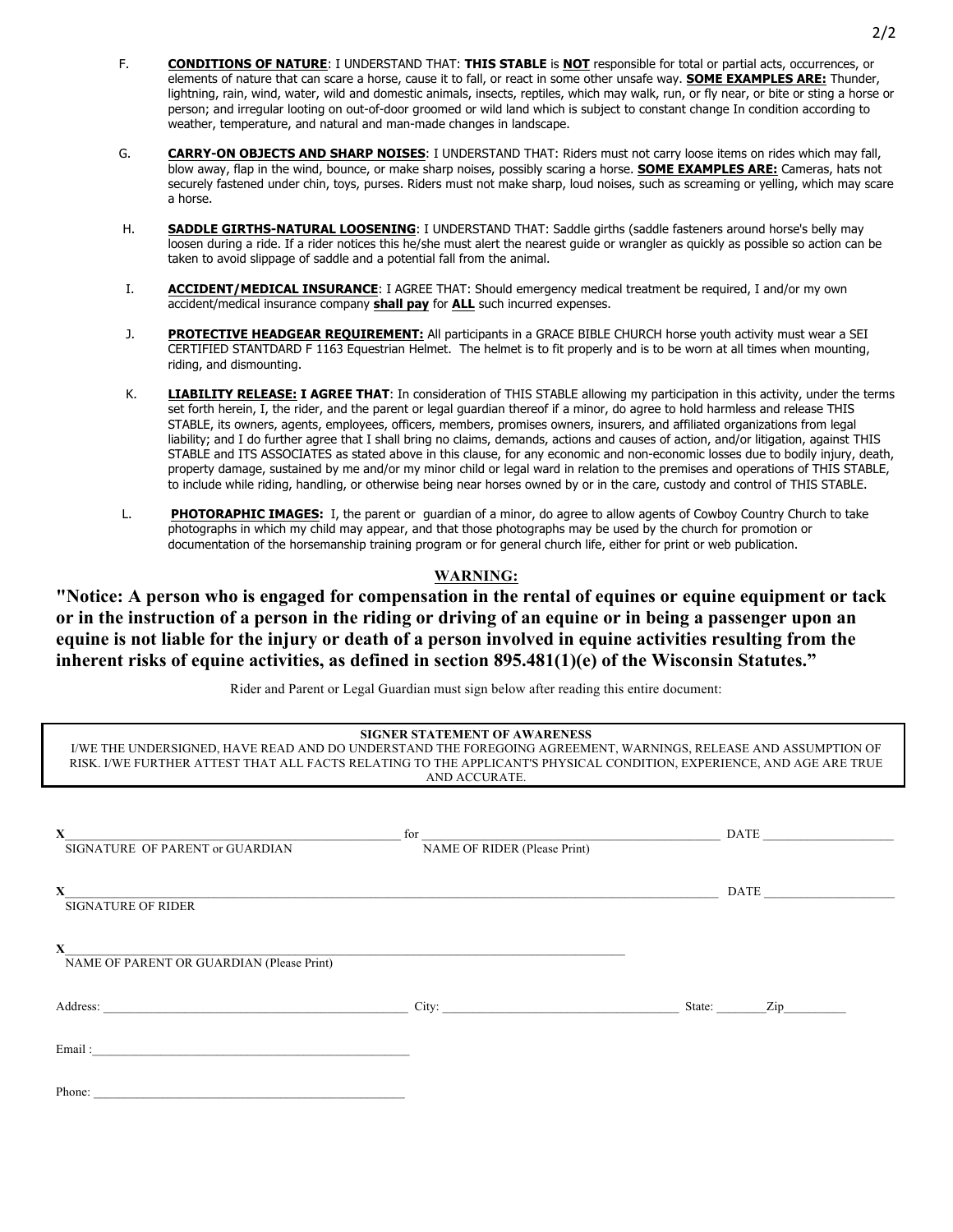F. **CONDITIONS OF NATURE**: I UNDERSTAND THAT: **THIS STABLE** is **NOT** responsible for total or partial acts, occurrences, or elements of nature that can scare a horse, cause it to fall, or react in some other unsafe way. **SOME EXAMPLES ARE:** Thunder, lightning, rain, wind, water, wild and domestic animals, insects, reptiles, which may walk, run, or fly near, or bite or sting a horse or person; and irregular looting on out-of-door groomed or wild land which is subject to constant change In condition according to weather, temperature, and natural and man-made changes in landscape.

G. **CARRY-ON OBJECTS AND SHARP NOISES**: I UNDERSTAND THAT: Riders must not carry loose items on rides which may fall, blow away, flap in the wind, bounce, or make sharp noises, possibly scaring a horse. **SOME EXAMPLES ARE:** Cameras, hats not securely fastened under chin, toys, purses. Riders must not make sharp, loud noises, such as screaming or yelling, which may scare a horse.

H. **SADDLE GIRTHS-NATURAL LOOSENING**: I UNDERSTAND THAT: Saddle girths (saddle fasteners around horse's belly may loosen during a ride. If a rider notices this he/she must alert the nearest guide or wrangler as quickly as possible so action can be taken to avoid slippage of saddle and a potential fall from the animal.

I. **ACCIDENT/MEDICAL INSURANCE**: I AGREE THAT: Should emergency medical treatment be required, I and/or my own accident/medical insurance company **shall pay** for **ALL** such incurred expenses.

J. **PROTECTIVE HEADGEAR REQUIREMENT:** All participants in a GRACE BIBLE CHURCH horse youth activity must wear a SEI CERTIFIED STANTDARD F 1163 Equestrian Helmet. The helmet is to fit properly and is to be worn at all times when mounting, riding, and dismounting.

K. **LIABILITY RELEASE: I AGREE THAT**: In consideration of THIS STABLE allowing my participation in this activity, under the terms set forth herein, I, the rider, and the parent or legal guardian thereof if a minor, do agree to hold harmless and release THIS STABLE, its owners, agents, employees, officers, members, promises owners, insurers, and affiliated organizations from legal liability; and I do further agree that I shall bring no claims, demands, actions and causes of action, and/or litigation, against THIS STABLE and ITS ASSOCIATES as stated above in this clause, for any economic and non-economic losses due to bodily injury, death, property damage, sustained by me and/or my minor child or legal ward in relation to the premises and operations of THIS STABLE, to include while riding, handling, or otherwise being near horses owned by or in the care, custody and control of THIS STABLE.

L. **PHOTOGRAPHIC IMAGES:** I, the parent or guardian of a minor, do agree to allow agents of Cowboy Country Church to take photographs in which my child may appear, and that those photographs may be used by the church for promotion or documentation of the horsemanship training program or for general church life, either for print or web publication.

**WARNING:**

**"Notice: A person who is engaged for compensation in the rental of equines or equine equipment or tack or in the instruction of a person in the riding or driving of an equine or in being a passenger upon an equine is not liable for the injury or death of a person involved in equine activities resulting from the inherent risks of equine activities, as defined in section 895.481(1)(e) of the Wisconsin Statutes."**

Rider and Parent or Legal Guardian must sign below after reading this entire document:

**SIGNER STATEMENT OF AWARENESS**

I/WE THE UNDERSIGNED, HAVE READ AND DO UNDERSTAND THE FOREGOING AGREEMENT, WARNINGS, RELEASE AND ASSUMPTION OF RISK. I/WE FURTHER ATTEST THAT ALL FACTS RELATING TO THE APPLICANT'S PHYSICAL CONDITION, EXPERIENCE, AND AGE ARE TRUE AND ACCURATE.

X\_\_\_\_\_\_\_\_\_\_\_\_\_\_\_\_\_\_\_\_\_\_\_\_\_\_\_\_\_\_\_\_\_\_\_\_\_\_ for \_\_\_\_\_\_\_\_\_\_\_\_\_\_\_\_\_\_\_\_\_\_\_\_\_\_\_\_\_\_\_\_\_\_\_\_\_\_ DATE \_\_\_\_\_\_\_\_\_\_\_\_\_\_\_\_\_\_
SIGNATURE OF PARENT or GUARDIAN NAME OF RIDER (Please Print)

X\_\_\_\_\_\_\_\_\_\_\_\_\_\_\_\_\_\_\_\_\_\_\_\_\_\_\_\_\_\_\_\_\_\_\_\_\_\_\_\_\_\_\_\_\_\_\_\_\_\_\_\_\_\_\_\_\_\_\_\_\_\_\_\_\_\_\_\_\_\_\_\_\_\_\_\_\_\_ DATE \_\_\_\_\_\_\_\_\_\_\_\_\_\_\_\_\_\_
SIGNATURE OF RIDER

X\_\_\_\_\_\_\_\_\_\_\_\_\_\_\_\_\_\_\_\_\_\_\_\_\_\_\_\_\_\_\_\_\_\_\_\_\_\_\_\_\_\_\_\_\_\_\_\_\_\_\_\_\_\_\_\_\_\_\_\_\_\_\_\_\_\_\_\_
NAME OF PARENT OR GUARDIAN (Please Print)

Address: \_\_\_\_\_\_\_\_\_\_\_\_\_\_\_\_\_\_\_\_\_\_\_\_\_\_\_\_\_\_\_\_\_\_\_\_\_\_ City: \_\_\_\_\_\_\_\_\_\_\_\_\_\_\_\_\_\_\_\_\_\_\_\_\_\_\_\_\_\_\_\_ State: \_\_\_\_\_\_\_Zip\_\_\_\_\_\_\_\_\_

Email :\_\_\_\_\_\_\_\_\_\_\_\_\_\_\_\_\_\_\_\_\_\_\_\_\_\_\_\_\_\_\_\_\_\_\_\_\_\_\_\_\_\_

Phone: \_\_\_\_\_\_\_\_\_\_\_\_\_\_\_\_\_\_\_\_\_\_\_\_\_\_\_\_\_\_\_\_\_\_\_\_\_\_\_\_\_\_